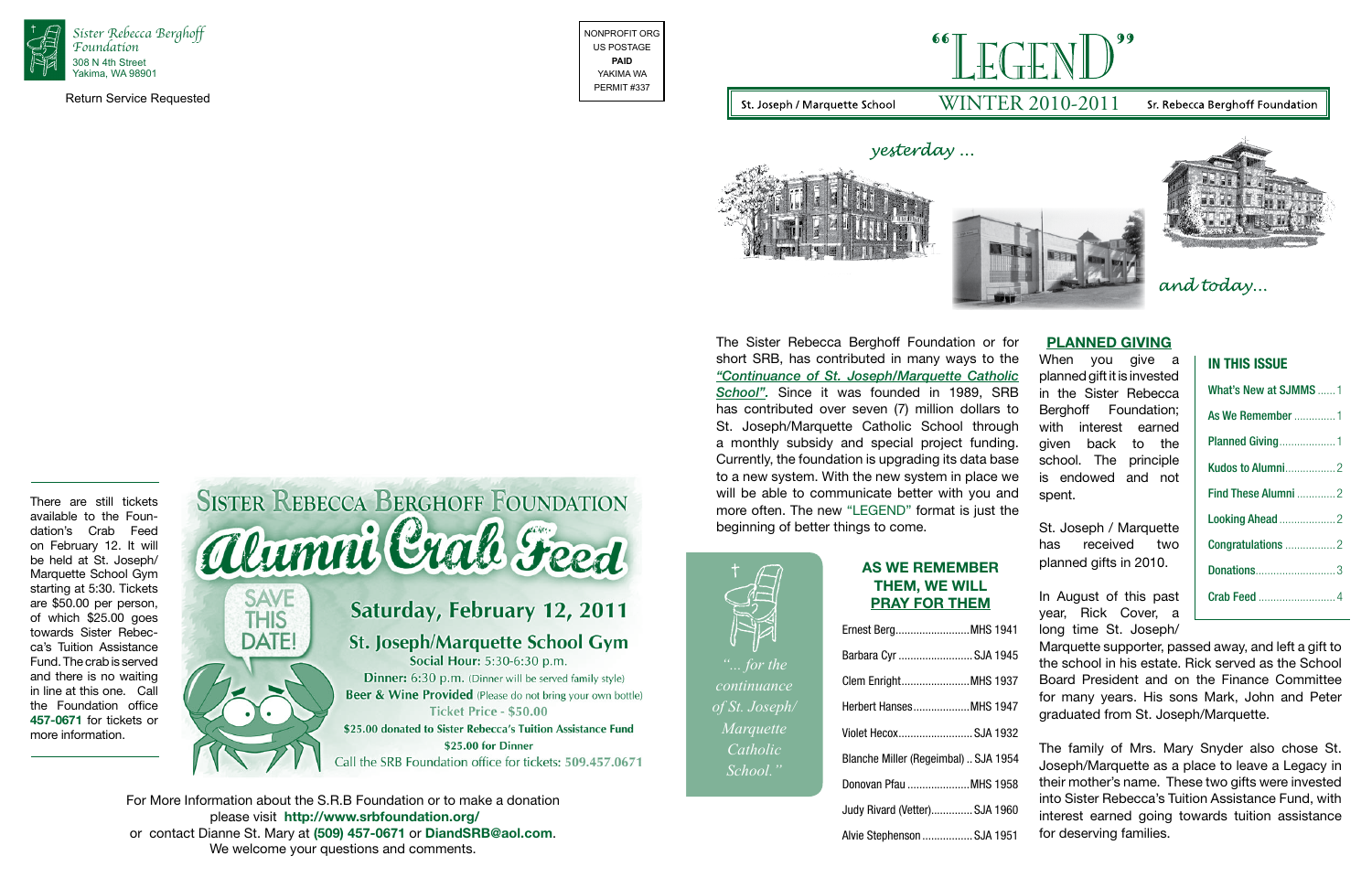Sister Rebecca Berghoff Foundation
308 N 4th Street
Yakima, WA 98901

Return Service Requested

NONPROFIT ORG
US POSTAGE
**PAID**
YAKIMA WA
PERMIT #337

# "LEGEND"

St. Joseph / Marquette School — WINTER 2010-2011 — Sr. Rebecca Berghoff Foundation

*yesterday ...*

*and today...*

The Sister Rebecca Berghoff Foundation or for short SRB, has contributed in many ways to the ***"Continuance of St. Joseph/Marquette Catholic School"***. Since it was founded in 1989, SRB has contributed over seven (7) million dollars to St. Joseph/Marquette Catholic School through a monthly subsidy and special project funding. Currently, the foundation is upgrading its data base to a new system. With the new system in place we will be able to communicate better with you and more often. The new "LEGEND" format is just the beginning of better things to come.

## PLANNED GIVING

When you give a planned gift it is invested in the Sister Rebecca Berghoff Foundation; with interest earned given back to the school. The principle is endowed and not spent.

St. Joseph / Marquette has received two planned gifts in 2010.

In August of this past year, Rick Cover, a long time St. Joseph/ Marquette supporter, passed away, and left a gift to the school in his estate. Rick served as the School Board President and on the Finance Committee for many years. His sons Mark, John and Peter graduated from St. Joseph/Marquette.

The family of Mrs. Mary Snyder also chose St. Joseph/Marquette as a place to leave a Legacy in their mother's name. These two gifts were invested into Sister Rebecca's Tuition Assistance Fund, with interest earned going towards tuition assistance for deserving families.

## IN THIS ISSUE

| | |
|---|---|
| What's New at SJMMS | 1 |
| As We Remember | 1 |
| Planned Giving | 1 |
| Kudos to Alumni | 2 |
| Find These Alumni | 2 |
| Looking Ahead | 2 |
| Congratulations | 2 |
| Donations | 3 |
| Crab Feed | 4 |

*"... for the continuance of St. Joseph/ Marquette Catholic School."*

## AS WE REMEMBER THEM, WE WILL PRAY FOR THEM

| | |
|---|---|
| Ernest Berg | MHS 1941 |
| Barbara Cyr | SJA 1945 |
| Clem Enright | MHS 1937 |
| Herbert Hanses | MHS 1947 |
| Violet Hecox | SJA 1932 |
| Blanche Miller (Regeimbal) | SJA 1954 |
| Donovan Pfau | MHS 1958 |
| Judy Rivard (Vetter) | SJA 1960 |
| Alvie Stephenson | SJA 1951 |

There are still tickets available to the Foundation's Crab Feed on February 12. It will be held at St. Joseph/ Marquette School Gym starting at 5:30. Tickets are $50.00 per person, of which $25.00 goes towards Sister Rebecca's Tuition Assistance Fund. The crab is served and there is no waiting in line at this one. Call the Foundation office **457-0671** for tickets or more information.

## SISTER REBECCA BERGHOFF FOUNDATION
# Alumni Crab Feed

SAVE THIS DATE!

**Saturday, February 12, 2011**

**St. Joseph/Marquette School Gym**

**Social Hour:** 5:30-6:30 p.m.
**Dinner:** 6:30 p.m. (Dinner will be served family style)
**Beer & Wine Provided** (Please do not bring your own bottle)
Ticket Price - $50.00
$25.00 donated to Sister Rebecca's Tuition Assistance Fund
$25.00 for Dinner
Call the SRB Foundation office for tickets: 509.457.0671

For More Information about the S.R.B Foundation or to make a donation please visit **http://www.srbfoundation.org/** or contact Dianne St. Mary at **(509) 457-0671** or **DiandSRB@aol.com**. We welcome your questions and comments.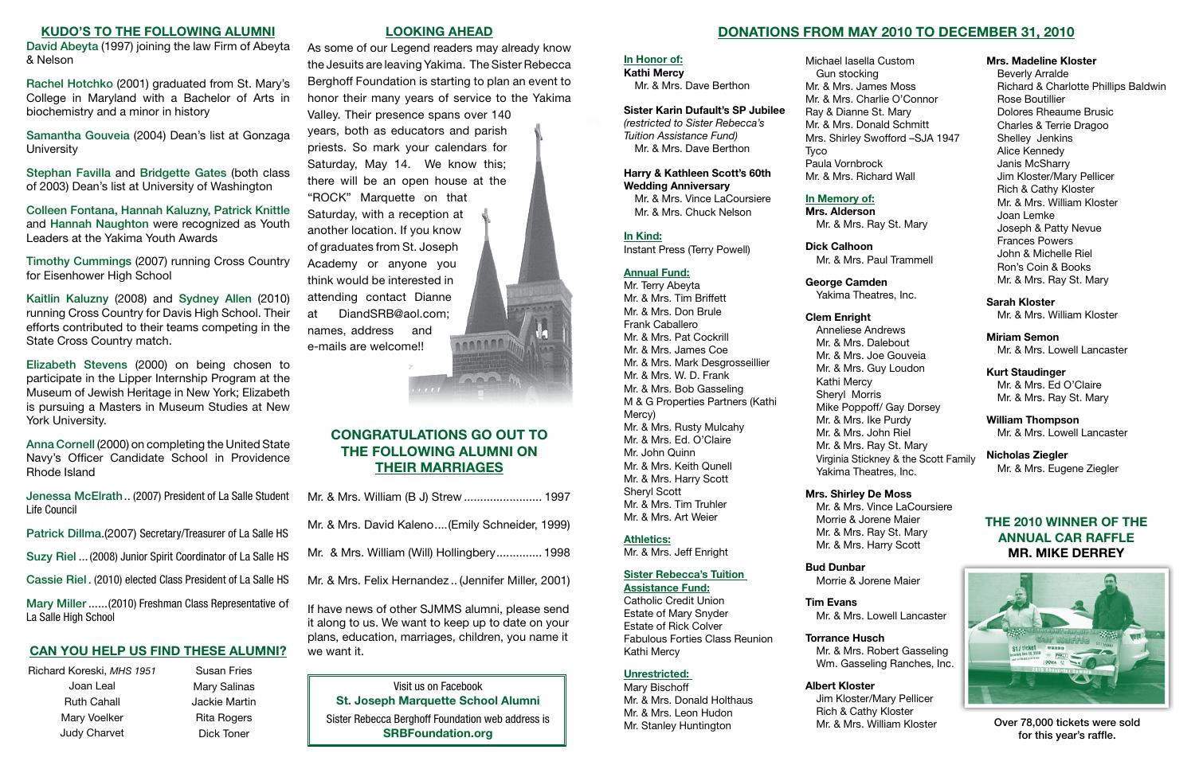## KUDO'S TO THE FOLLOWING ALUMNI

David Abeyta (1997) joining the law Firm of Abeyta & Nelson

Rachel Hotchko (2001) graduated from St. Mary's College in Maryland with a Bachelor of Arts in biochemistry and a minor in history

Samantha Gouveia (2004) Dean's list at Gonzaga University

Stephan Favilla and Bridgette Gates (both class of 2003) Dean's list at University of Washington

Colleen Fontana, Hannah Kaluzny, Patrick Knittle and Hannah Naughton were recognized as Youth Leaders at the Yakima Youth Awards

Timothy Cummings (2007) running Cross Country for Eisenhower High School

Kaitlin Kaluzny (2008) and Sydney Allen (2010) running Cross Country for Davis High School. Their efforts contributed to their teams competing in the State Cross Country match.

Elizabeth Stevens (2000) on being chosen to participate in the Lipper Internship Program at the Museum of Jewish Heritage in New York; Elizabeth is pursuing a Masters in Museum Studies at New York University.

Anna Cornell (2000) on completing the United State Navy's Officer Candidate School in Providence Rhode Island

Jenessa McElrath.. (2007) President of La Salle Student Life Council

Patrick Dillma.(2007) Secretary/Treasurer of La Salle HS

Suzy Riel ... (2008) Junior Spirit Coordinator of La Salle HS

Cassie Riel . (2010) elected Class President of La Salle HS

Mary Miller ......(2010) Freshman Class Representative of La Salle High School

## CAN YOU HELP US FIND THESE ALUMNI?

| | |
|---|---|
| Richard Koreski, *MHS 1951* | Susan Fries |
| Joan Leal | Mary Salinas |
| Ruth Cahall | Jackie Martin |
| Mary Voelker | Rita Rogers |
| Judy Charvet | Dick Toner |

## LOOKING AHEAD

As some of our Legend readers may already know the Jesuits are leaving Yakima. The Sister Rebecca Berghoff Foundation is starting to plan an event to honor their many years of service to the Yakima Valley. Their presence spans over 140 years, both as educators and parish priests. So mark your calendars for Saturday, May 14. We know this; there will be an open house at the "ROCK" Marquette on that Saturday, with a reception at another location. If you know of graduates from St. Joseph Academy or anyone you think would be interested in attending contact Dianne at DiandSRB@aol.com; names, address and e-mails are welcome!!

## CONGRATULATIONS GO OUT TO THE FOLLOWING ALUMNI ON THEIR MARRIAGES

Mr. & Mrs. William (B J) Strew ........................ 1997

Mr. & Mrs. David Kaleno....(Emily Schneider, 1999)

Mr. & Mrs. William (Will) Hollingbery............. 1998

Mr. & Mrs. Felix Hernandez .. (Jennifer Miller, 2001)

If have news of other SJMMS alumni, please send it along to us. We want to keep up to date on your plans, education, marriages, children, you name it we want it.

Visit us on Facebook
**St. Joseph Marquette School Alumni**
Sister Rebecca Berghoff Foundation web address is
**SRBFoundation.org**

## DONATIONS FROM MAY 2010 TO DECEMBER 31, 2010

**In Honor of:**

**Kathi Mercy**
Mr. & Mrs. Dave Berthon

**Sister Karin Dufault's SP Jubilee**
*(restricted to Sister Rebecca's Tuition Assistance Fund)*
Mr. & Mrs. Dave Berthon

**Harry & Kathleen Scott's 60th Wedding Anniversary**
Mr. & Mrs. Vince LaCoursiere
Mr. & Mrs. Chuck Nelson

**In Kind:**
Instant Press (Terry Powell)

**Annual Fund:**
Mr. Terry Abeyta
Mr. & Mrs. Tim Briffett
Mr. & Mrs. Don Brule
Frank Caballero
Mr. & Mrs. Pat Cockrill
Mr. & Mrs. James Coe
Mr. & Mrs. Mark Desgrosseillier
Mr. & Mrs. W. D. Frank
Mr. & Mrs. Bob Gasseling
M & G Properties Partners (Kathi Mercy)
Mr. & Mrs. Rusty Mulcahy
Mr. & Mrs. Ed. O'Claire
Mr. John Quinn
Mr. & Mrs. Keith Qunell
Mr. & Mrs. Harry Scott
Sheryl Scott
Mr. & Mrs. Tim Truhler
Mr. & Mrs. Art Weier

**Athletics:**
Mr. & Mrs. Jeff Enright

**Sister Rebecca's Tuition Assistance Fund:**
Catholic Credit Union
Estate of Mary Snyder
Estate of Rick Colver
Fabulous Forties Class Reunion
Kathi Mercy

**Unrestricted:**
Mary Bischoff
Mr. & Mrs. Donald Holthaus
Mr. & Mrs. Leon Hudon
Mr. Stanley Huntington
Michael Iasella Custom Gun stocking
Mr. & Mrs. James Moss
Mr. & Mrs. Charlie O'Connor
Ray & Dianne St. Mary
Mr. & Mrs. Donald Schmitt
Mrs. Shirley Swofford –SJA 1947
Tyco
Paula Vornbrock
Mr. & Mrs. Richard Wall

**In Memory of:**

**Mrs. Alderson**
Mr. & Mrs. Ray St. Mary

**Dick Calhoon**
Mr. & Mrs. Paul Trammell

**George Camden**
Yakima Theatres, Inc.

**Clem Enright**
Anneliese Andrews
Mr. & Mrs. Dalebout
Mr. & Mrs. Joe Gouveia
Mr. & Mrs. Guy Loudon
Kathi Mercy
Sheryl Morris
Mike Poppoff/ Gay Dorsey
Mr. & Mrs. Ike Purdy
Mr. & Mrs. John Riel
Mr. & Mrs. Ray St. Mary
Virginia Stickney & the Scott Family
Yakima Theatres, Inc.

**Mrs. Shirley De Moss**
Mr. & Mrs. Vince LaCoursiere
Morrie & Jorene Maier
Mr. & Mrs. Ray St. Mary
Mr. & Mrs. Harry Scott

**Bud Dunbar**
Morrie & Jorene Maier

**Tim Evans**
Mr. & Mrs. Lowell Lancaster

**Torrance Husch**
Mr. & Mrs. Robert Gasseling
Wm. Gasseling Ranches, Inc.

**Albert Kloster**
Jim Kloster/Mary Pellicer
Rich & Cathy Kloster
Mr. & Mrs. William Kloster

**Mrs. Madeline Kloster**
Beverly Arralde
Richard & Charlotte Phillips Baldwin
Rose Boutillier
Dolores Rheaume Brusic
Charles & Terrie Dragoo
Shelley Jenkins
Alice Kennedy
Janis McSharry
Jim Kloster/Mary Pellicer
Rich & Cathy Kloster
Mr. & Mrs. William Kloster
Joan Lemke
Joseph & Patty Nevue
Frances Powers
John & Michelle Riel
Ron's Coin & Books
Mr. & Mrs. Ray St. Mary

**Sarah Kloster**
Mr. & Mrs. William Kloster

**Miriam Semon**
Mr. & Mrs. Lowell Lancaster

**Kurt Staudinger**
Mr. & Mrs. Ed O'Claire
Mr. & Mrs. Ray St. Mary

**William Thompson**
Mr. & Mrs. Lowell Lancaster

**Nicholas Ziegler**
Mr. & Mrs. Eugene Ziegler

## THE 2010 WINNER OF THE ANNUAL CAR RAFFLE MR. MIKE DERREY

Over 78,000 tickets were sold for this year's raffle.